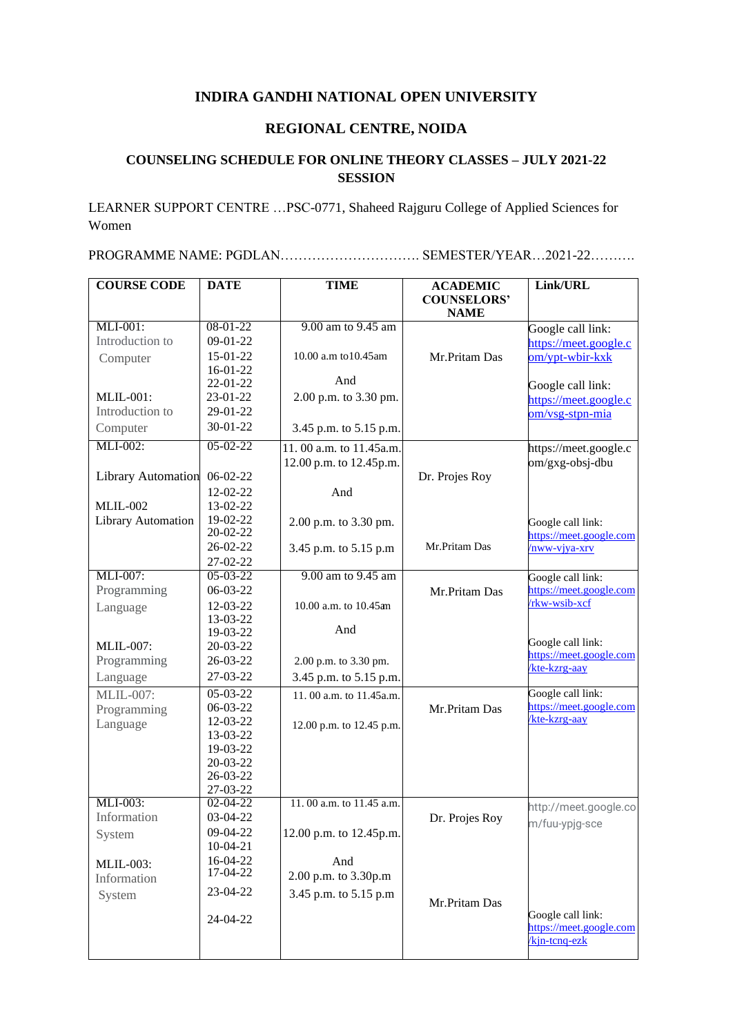# INDIRA GANDHI NATIONAL OPEN UNIVERSITY

## REGIONAL CENTRE, NOIDA

### COUNSELING SCHEDULE FOR ONLINE THEORY CLASSES – JULY 2021-22 SESSION

LEARNER SUPPORT CENTRE …PSC-0771, Shaheed Rajguru College of Applied Sciences for Women

PROGRAMME NAME: PGDLAN…………………………. SEMESTER/YEAR…2021-22……….

| COURSE CODE | DATE | TIME | ACADEMIC COUNSELORS' NAME | Link/URL |
|---|---|---|---|---|
| MLI-001: Introduction to Computer<br><br>MLIL-001: Introduction to Computer | 08-01-22<br>09-01-22<br>15-01-22<br>16-01-22<br>22-01-22<br>23-01-22<br>29-01-22<br>30-01-22 | 9.00 am to 9.45 am<br>10.00 a.m to10.45am<br>And<br>2.00 p.m. to 3.30 pm.<br>3.45 p.m. to 5.15 p.m. | Mr.Pritam Das | Google call link: https://meet.google.com/ypt-wbir-kxk<br><br>Google call link: https://meet.google.com/vsg-stpn-mia |
| MLI-002:<br>Library Automation<br><br>MLIL-002<br>Library Automation | 05-02-22<br>06-02-22<br>12-02-22<br>13-02-22<br>19-02-22<br>20-02-22<br>26-02-22<br>27-02-22 | 11. 00 a.m. to 11.45a.m.<br>12.00 p.m. to 12.45p.m.<br>And<br>2.00 p.m. to 3.30 pm.<br>3.45 p.m. to 5.15 p.m | Dr. Projes Roy<br><br>Mr.Pritam Das | https://meet.google.com/gxg-obsj-dbu<br><br>Google call link: https://meet.google.com/nww-vjya-xrv |
| MLI-007: Programming Language<br><br>MLIL-007: Programming Language | 05-03-22<br>06-03-22<br>12-03-22<br>13-03-22<br>19-03-22<br>20-03-22<br>26-03-22<br>27-03-22 | 9.00 am to 9.45 am<br>10.00 a.m. to 10.45am<br>And<br>2.00 p.m. to 3.30 pm.<br>3.45 p.m. to 5.15 p.m. | Mr.Pritam Das | Google call link: https://meet.google.com/rkw-wsib-xcf<br><br>Google call link: https://meet.google.com/kte-kzrg-aay |
| MLIL-007: Programming Language | 05-03-22<br>06-03-22<br>12-03-22<br>13-03-22<br>19-03-22<br>20-03-22<br>26-03-22<br>27-03-22 | 11. 00 a.m. to 11.45a.m.<br>12.00 p.m. to 12.45 p.m. | Mr.Pritam Das | Google call link: https://meet.google.com/kte-kzrg-aay |
| MLI-003: Information System<br><br>MLIL-003: Information System | 02-04-22<br>03-04-22<br>09-04-22<br>10-04-21<br>16-04-22<br>17-04-22<br>23-04-22<br>24-04-22 | 11. 00 a.m. to 11.45 a.m.<br>12.00 p.m. to 12.45p.m.<br>And<br>2.00 p.m. to 3.30p.m<br>3.45 p.m. to 5.15 p.m | Dr. Projes Roy<br><br>Mr.Pritam Das | http://meet.google.com/fuu-ypjg-sce<br><br>Google call link: https://meet.google.com/kjn-tcnq-ezk |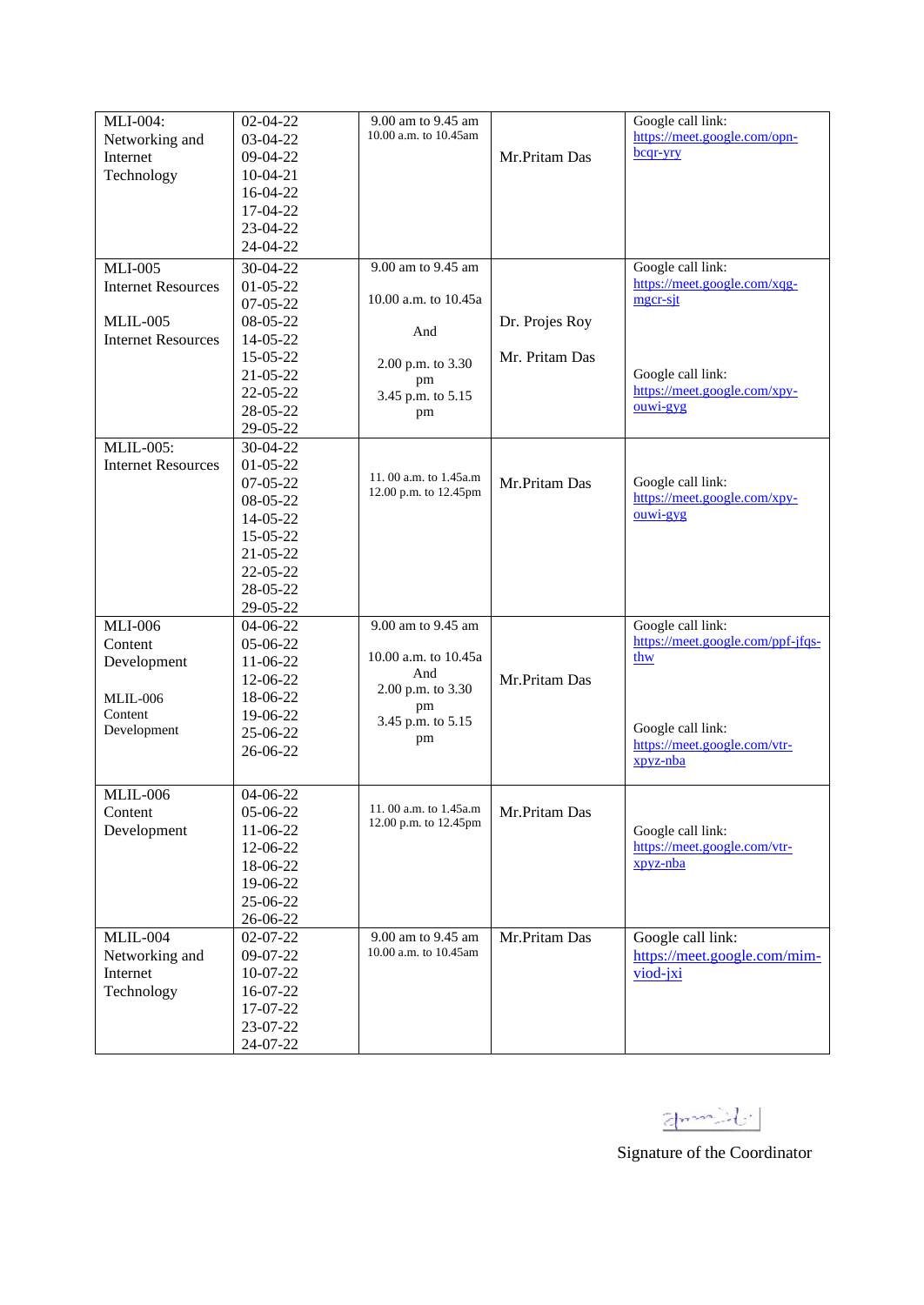| | | | | |
|---|---|---|---|---|
| MLI-004: Networking and Internet Technology | 02-04-22<br>03-04-22<br>09-04-22<br>10-04-21<br>16-04-22<br>17-04-22<br>23-04-22<br>24-04-22 | 9.00 am to 9.45 am<br>10.00 a.m. to 10.45am | Mr.Pritam Das | Google call link: https://meet.google.com/opn-bcqr-yry |
| MLI-005 Internet Resources<br><br>MLIL-005 Internet Resources | 30-04-22<br>01-05-22<br>07-05-22<br>08-05-22<br>14-05-22<br>15-05-22<br>21-05-22<br>22-05-22<br>28-05-22<br>29-05-22 | 9.00 am to 9.45 am<br>10.00 a.m. to 10.45a<br>And<br>2.00 p.m. to 3.30 pm<br>3.45 p.m. to 5.15 pm | Dr. Projes Roy<br><br>Mr. Pritam Das | Google call link: https://meet.google.com/xqg-mgcr-sjt<br><br>Google call link: https://meet.google.com/xpy-ouwi-gyg |
| MLIL-005: Internet Resources | 30-04-22<br>01-05-22<br>07-05-22<br>08-05-22<br>14-05-22<br>15-05-22<br>21-05-22<br>22-05-22<br>28-05-22<br>29-05-22 | 11. 00 a.m. to 1.45a.m<br>12.00 p.m. to 12.45pm | Mr.Pritam Das | Google call link: https://meet.google.com/xpy-ouwi-gyg |
| MLI-006 Content Development<br><br>MLIL-006 Content Development | 04-06-22<br>05-06-22<br>11-06-22<br>12-06-22<br>18-06-22<br>19-06-22<br>25-06-22<br>26-06-22 | 9.00 am to 9.45 am<br>10.00 a.m. to 10.45a<br>And<br>2.00 p.m. to 3.30 pm<br>3.45 p.m. to 5.15 pm | Mr.Pritam Das | Google call link: https://meet.google.com/ppf-jfqs-thw<br><br>Google call link: https://meet.google.com/vtr-xpyz-nba |
| MLIL-006 Content Development | 04-06-22<br>05-06-22<br>11-06-22<br>12-06-22<br>18-06-22<br>19-06-22<br>25-06-22<br>26-06-22 | 11. 00 a.m. to 1.45a.m<br>12.00 p.m. to 12.45pm | Mr.Pritam Das | Google call link: https://meet.google.com/vtr-xpyz-nba |
| MLIL-004 Networking and Internet Technology | 02-07-22<br>09-07-22<br>10-07-22<br>16-07-22<br>17-07-22<br>23-07-22<br>24-07-22 | 9.00 am to 9.45 am<br>10.00 a.m. to 10.45am | Mr.Pritam Das | Google call link: https://meet.google.com/mim-viod-jxi |

Signature of the Coordinator